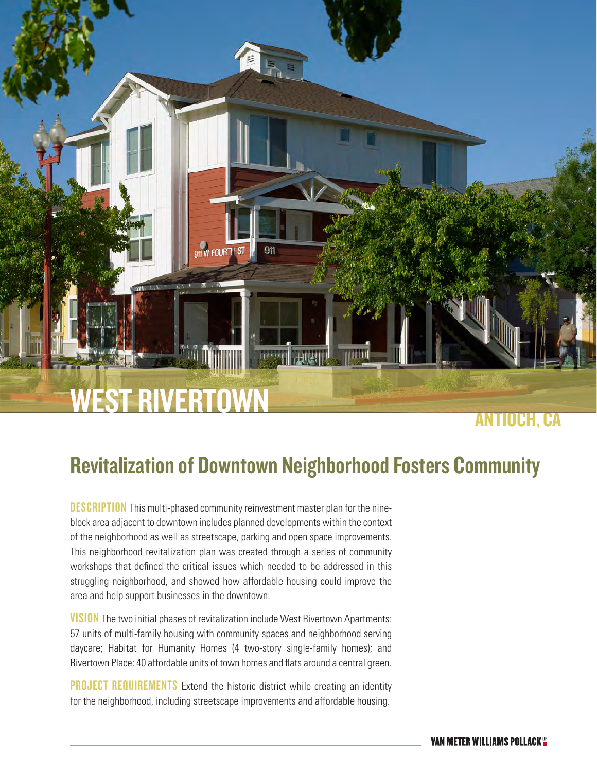# WEST RIVERTOWN

ANTIOCH, CA

## Revitalization of Downtown Neighborhood Fosters Community

**DESCRIPTION** This multi-phased community reinvestment master plan for the nine-block area adjacent to downtown includes planned developments within the context of the neighborhood as well as streetscape, parking and open space improvements. This neighborhood revitalization plan was created through a series of community workshops that defined the critical issues which needed to be addressed in this struggling neighborhood, and showed how affordable housing could improve the area and help support businesses in the downtown.

**VISION** The two initial phases of revitalization include West Rivertown Apartments: 57 units of multi-family housing with community spaces and neighborhood serving daycare; Habitat for Humanity Homes (4 two-story single-family homes); and Rivertown Place: 40 affordable units of town homes and flats around a central green.

**PROJECT REQUIREMENTS** Extend the historic district while creating an identity for the neighborhood, including streetscape improvements and affordable housing.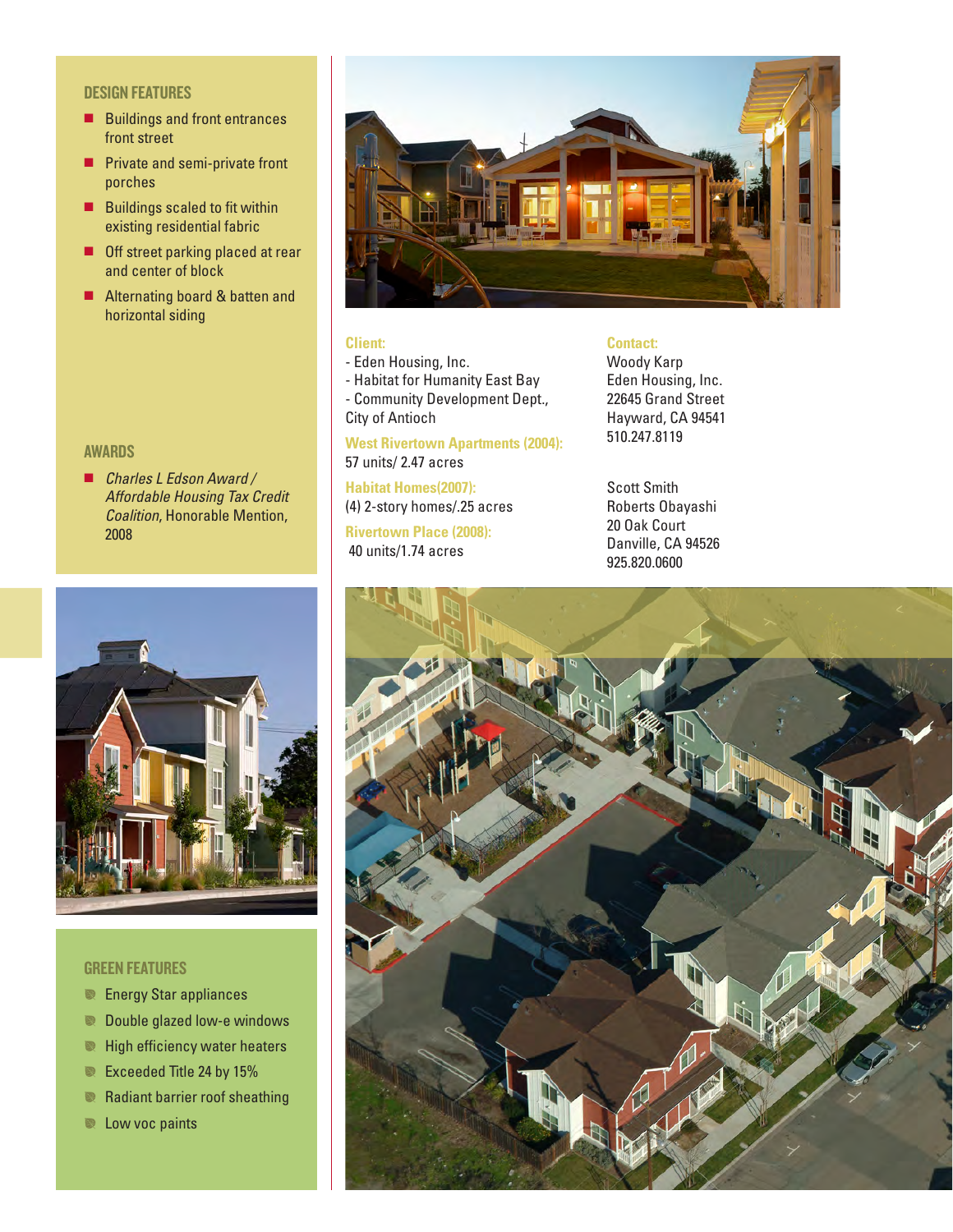## DESIGN FEATURES

- Buildings and front entrances front street
- Private and semi-private front porches
- Buildings scaled to fit within existing residential fabric
- Off street parking placed at rear and center of block
- Alternating board & batten and horizontal siding

## AWARDS

- *Charles L Edson Award / Affordable Housing Tax Credit Coalition*, Honorable Mention, 2008

**Client:**
- Eden Housing, Inc.
- Habitat for Humanity East Bay
- Community Development Dept., City of Antioch

**West Rivertown Apartments (2004):**
57 units/ 2.47 acres

**Habitat Homes(2007):**
(4) 2-story homes/.25 acres

**Rivertown Place (2008):**
40 units/1.74 acres

**Contact:**
Woody Karp
Eden Housing, Inc.
22645 Grand Street
Hayward, CA 94541
510.247.8119

Scott Smith
Roberts Obayashi
20 Oak Court
Danville, CA 94526
925.820.0600

## GREEN FEATURES

- Energy Star appliances
- Double glazed low-e windows
- High efficiency water heaters
- Exceeded Title 24 by 15%
- Radiant barrier roof sheathing
- Low voc paints